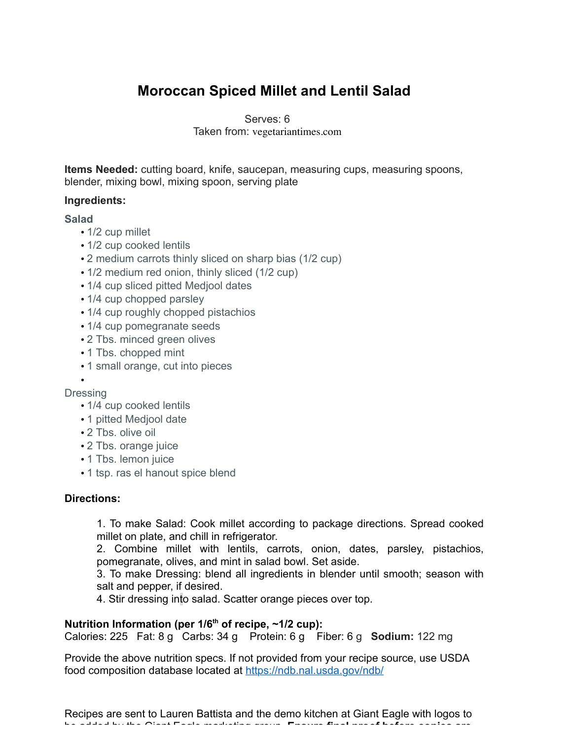# Moroccan Spiced Millet and Lentil Salad

Serves: 6
Taken from: vegetariantimes.com

**Items Needed:** cutting board, knife, saucepan, measuring cups, measuring spoons, blender, mixing bowl, mixing spoon, serving plate

**Ingredients:**

**Salad**

- 1/2 cup millet
- 1/2 cup cooked lentils
- 2 medium carrots thinly sliced on sharp bias (1/2 cup)
- 1/2 medium red onion, thinly sliced (1/2 cup)
- 1/4 cup sliced pitted Medjool dates
- 1/4 cup chopped parsley
- 1/4 cup roughly chopped pistachios
- 1/4 cup pomegranate seeds
- 2 Tbs. minced green olives
- 1 Tbs. chopped mint
- 1 small orange, cut into pieces

Dressing

- 1/4 cup cooked lentils
- 1 pitted Medjool date
- 2 Tbs. olive oil
- 2 Tbs. orange juice
- 1 Tbs. lemon juice
- 1 tsp. ras el hanout spice blend

**Directions:**

1. To make Salad: Cook millet according to package directions. Spread cooked millet on plate, and chill in refrigerator.
2. Combine millet with lentils, carrots, onion, dates, parsley, pistachios, pomegranate, olives, and mint in salad bowl. Set aside.
3. To make Dressing: blend all ingredients in blender until smooth; season with salt and pepper, if desired.
4. Stir dressing into salad. Scatter orange pieces over top.

**Nutrition Information (per 1/6$^{th}$ of recipe, ~1/2 cup):**
Calories: 225 Fat: 8 g Carbs: 34 g Protein: 6 g Fiber: 6 g **Sodium:** 122 mg

Provide the above nutrition specs. If not provided from your recipe source, use USDA food composition database located at https://ndb.nal.usda.gov/ndb/

Recipes are sent to Lauren Battista and the demo kitchen at Giant Eagle with logos to be added by the Giant Eagle marketing group. **Ensure final proof before copies are**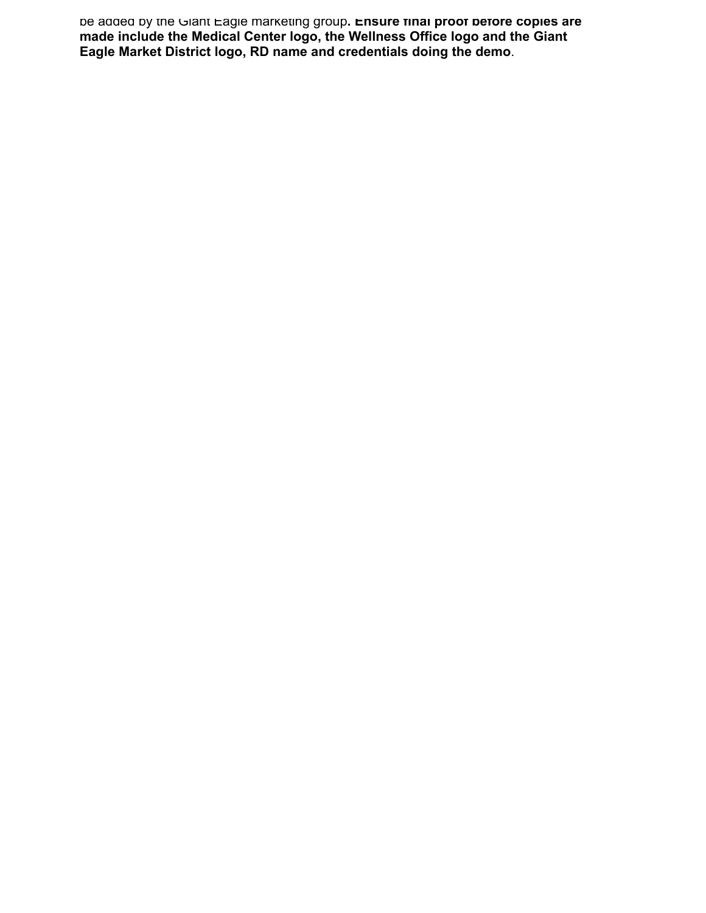be added by the Giant Eagle marketing group**. Ensure final proof before copies are made include the Medical Center logo, the Wellness Office logo and the Giant Eagle Market District logo, RD name and credentials doing the demo**.